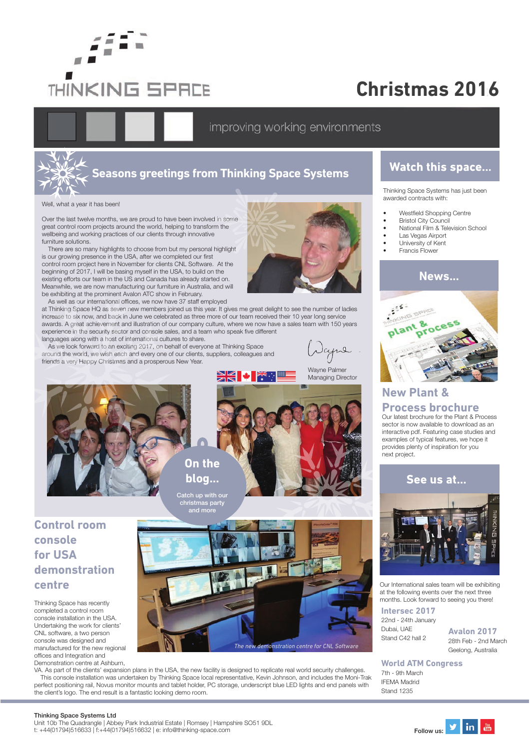# THINKING SPACE

# Christmas 2016

improving working environments

## Seasons greetings from Thinking Space Systems

Well, what a year it has been!

Over the last twelve months, we are proud to have been involved in some great control room projects around the world, helping to transform the wellbeing and working practices of our clients through innovative furniture solutions.

There are so many highlights to choose from but my personal highlight is our growing presence in the USA, after we completed our first control room project here in November for clients CNL Software. At the beginning of 2017, I will be basing myself in the USA, to build on the existing efforts our team in the US and Canada has already started on. Meanwhile, we are now manufacturing our furniture in Australia, and will be exhibiting at the prominent Avalon ATC show in February.

As well as our international offices, we now have 37 staff employed at Thinking Space HQ as seven new members joined us this year. It gives me great delight to see the number of ladies increase to six now, and back in June we celebrated as three more of our team received their 10 year long service awards. A great achievement and illustration of our company culture, where we now have a sales team with 150 years experience in the security sector and console sales, and a team who speak five different languages along with a host of international cultures to share.

As we look forward to an exciting 2017, on behalf of everyone at Thinking Space around the world, we wish each and every one of our clients, suppliers, colleagues and friends a very Happy Christmas and a prosperous New Year.

Wayne Palmer
Managing Director

### On the blog...

Catch up with our christmas party and more

## Control room console for USA demonstration centre

Thinking Space has recently completed a control room console installation in the USA. Undertaking the work for clients' CNL software, a two person console was designed and manufactured for the new regional offices and Integration and Demonstration centre at Ashburn, VA. As part of the clients' expansion plans in the USA, the new facility is designed to replicate real world security challenges.

This console installation was undertaken by Thinking Space local representative, Kevin Johnson, and includes the Moni-Trak perfect positioning rail, Novus monitor mounts and tablet holder, PC storage, underscript blue LED lights and end panels with the client's logo. The end result is a fantastic looking demo room.

*The new demonstration centre for CNL Software*

## Watch this space...

Thinking Space Systems has just been awarded contracts with:

- Westfield Shopping Centre
- Bristol City Council
- National Film & Television School
- Las Vegas Airport
- University of Kent
- Francis Flower

## News...

### New Plant & Process brochure

Our latest brochure for the Plant & Process sector is now available to download as an interactive pdf. Featuring case studies and examples of typical features, we hope it provides plenty of inspiration for you next project.

## See us at...

Our International sales team will be exhibiting at the following events over the next three months. Look forward to seeing you there!

**Intersec 2017**
22nd - 24th January
Dubai, UAE
Stand C42 hall 2

**Avalon 2017**
28th Feb - 2nd March
Geelong, Australia

**World ATM Congress**
7th - 9th March
IFEMA Madrid
Stand 1235

**Thinking Space Systems Ltd**
Unit 10b The Quadrangle | Abbey Park Industrial Estate | Romsey | Hampshire SO51 9DL
t: +44(01794)516633 | f:+44(01794)516632 | e: info@thinking-space.com

Follow us: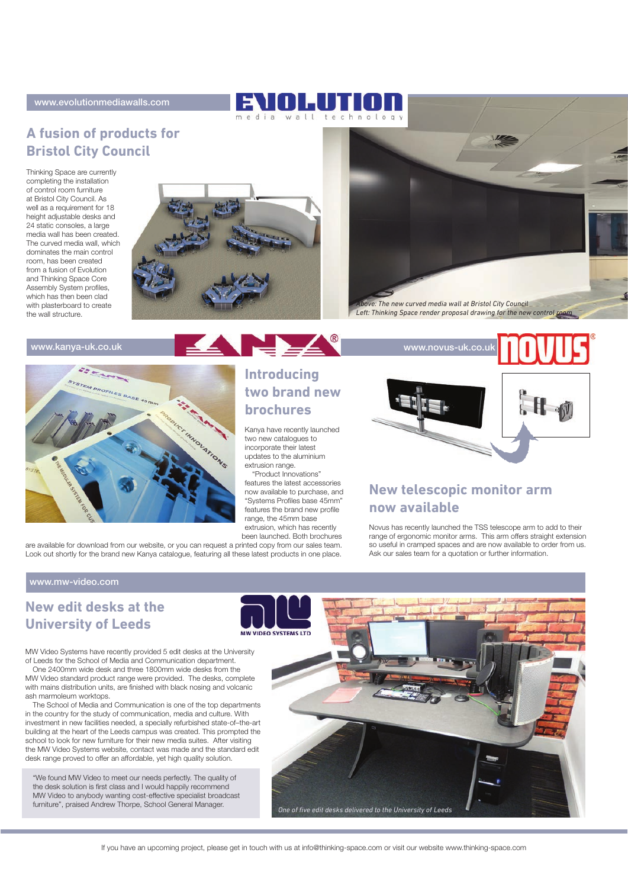www.evolutionmediawalls.com

## A fusion of products for Bristol City Council

Thinking Space are currently completing the installation of control room furniture at Bristol City Council. As well as a requirement for 18 height adjustable desks and 24 static consoles, a large media wall has been created. The curved media wall, which dominates the main control room, has been created from a fusion of Evolution and Thinking Space Core Assembly System profiles, which has then been clad with plasterboard to create the wall structure.

*Above: The new curved media wall at Bristol City Council*
*Left: Thinking Space render proposal drawing for the new control room*

www.kanya-uk.co.uk

## Introducing two brand new brochures

Kanya have recently launched two new catalogues to incorporate their latest updates to the aluminium extrusion range.

"Product Innovations" features the latest accessories now available to purchase, and "Systems Profiles base 45mm" features the brand new profile range, the 45mm base extrusion, which has recently been launched. Both brochures are available for download from our website, or you can request a printed copy from our sales team. Look out shortly for the brand new Kanya catalogue, featuring all these latest products in one place.

www.novus-uk.co.uk

## New telescopic monitor arm now available

Novus has recently launched the TSS telescope arm to add to their range of ergonomic monitor arms. This arm offers straight extension so useful in cramped spaces and are now available to order from us. Ask our sales team for a quotation or further information.

www.mw-video.com

## New edit desks at the University of Leeds

MW Video Systems have recently provided 5 edit desks at the University of Leeds for the School of Media and Communication department.

One 2400mm wide desk and three 1800mm wide desks from the MW Video standard product range were provided. The desks, complete with mains distribution units, are finished with black nosing and volcanic ash marmoleum worktops.

The School of Media and Communication is one of the top departments in the country for the study of communication, media and culture. With investment in new facilities needed, a specially refurbished state-of-the-art building at the heart of the Leeds campus was created. This prompted the school to look for new furniture for their new media suites. After visiting the MW Video Systems website, contact was made and the standard edit desk range proved to offer an affordable, yet high quality solution.

"We found MW Video to meet our needs perfectly. The quality of the desk solution is first class and I would happily recommend MW Video to anybody wanting cost-effective specialist broadcast furniture", praised Andrew Thorpe, School General Manager.

*One of five edit desks delivered to the University of Leeds*

If you have an upcoming project, please get in touch with us at info@thinking-space.com or visit our website www.thinking-space.com